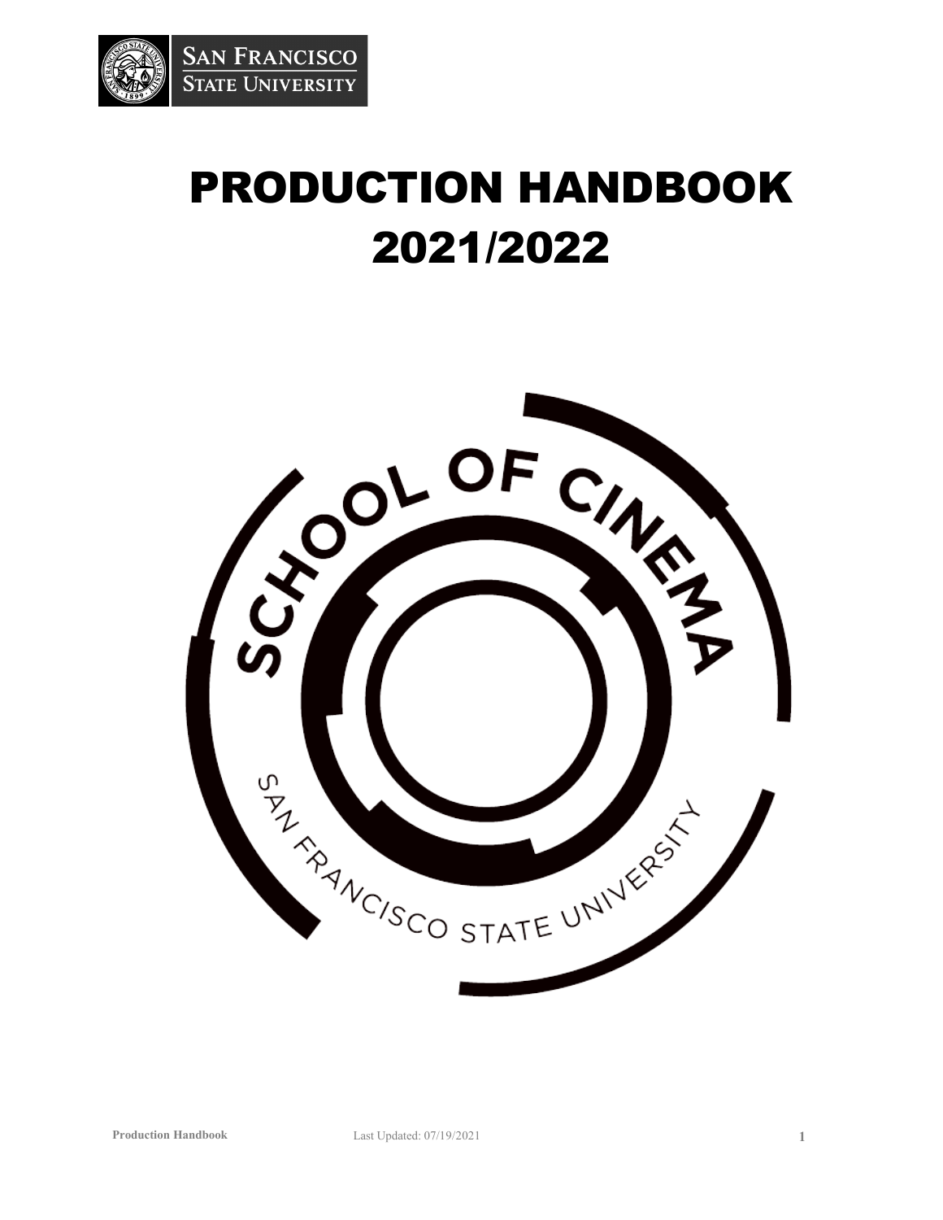SAN FRANCISCO STATE UNIVERSITY

# PRODUCTION HANDBOOK 2021/2022

SCHOOL OF CINEMA

SAN FRANCISCO STATE UNIVERSITY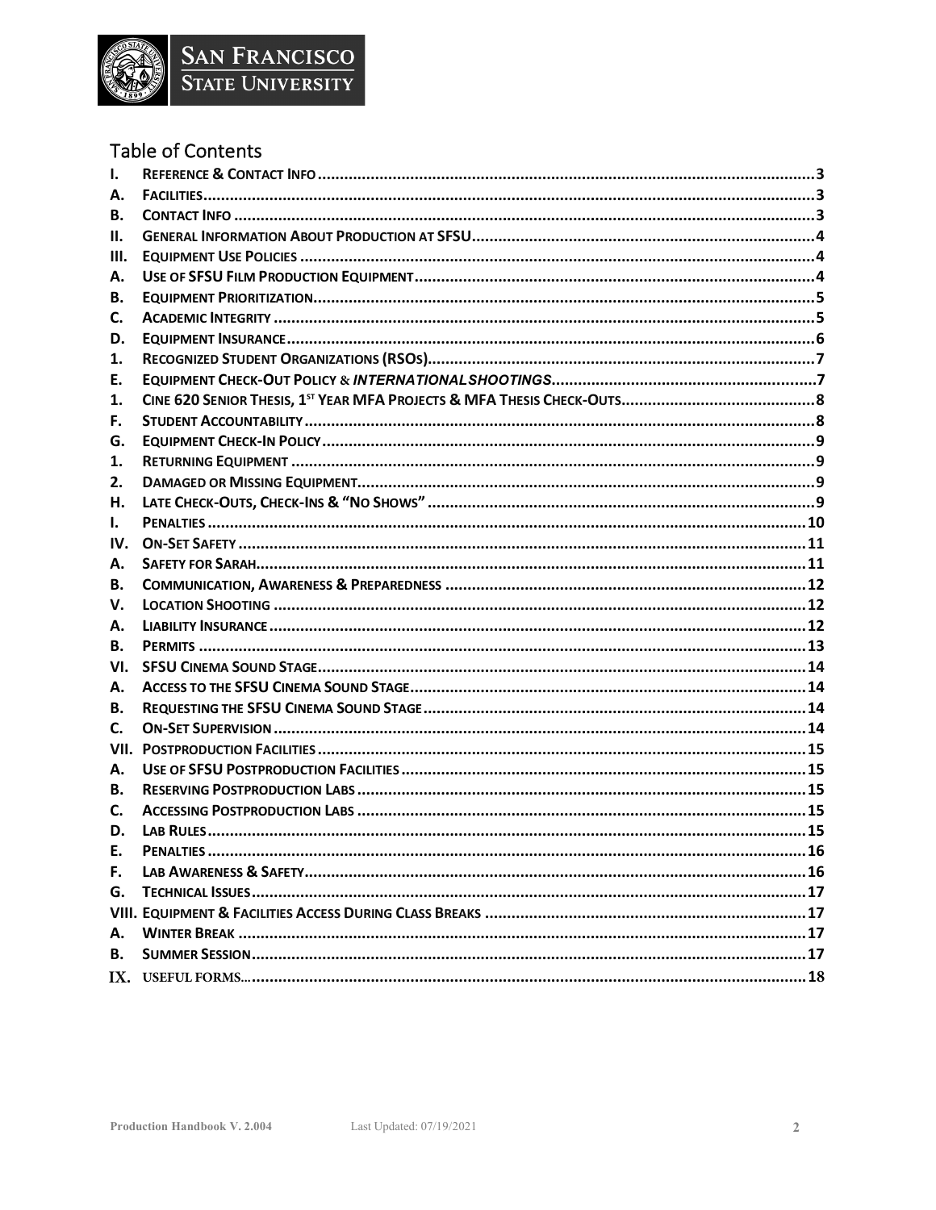## Table of Contents

I. REFERENCE & CONTACT INFO ...... 3
A. FACILITIES ...... 3
B. CONTACT INFO ...... 3
II. GENERAL INFORMATION ABOUT PRODUCTION AT SFSU ...... 4
III. EQUIPMENT USE POLICIES ...... 4
A. USE OF SFSU FILM PRODUCTION EQUIPMENT ...... 4
B. EQUIPMENT PRIORITIZATION ...... 5
C. ACADEMIC INTEGRITY ...... 5
D. EQUIPMENT INSURANCE ...... 6
1. RECOGNIZED STUDENT ORGANIZATIONS (RSOS) ...... 7
E. EQUIPMENT CHECK-OUT POLICY & *INTERNATIONAL SHOOTINGS* ...... 7
1. CINE 620 SENIOR THESIS, 1ST YEAR MFA PROJECTS & MFA THESIS CHECK-OUTS ...... 8
F. STUDENT ACCOUNTABILITY ...... 8
G. EQUIPMENT CHECK-IN POLICY ...... 9
1. RETURNING EQUIPMENT ...... 9
2. DAMAGED OR MISSING EQUIPMENT ...... 9
H. LATE CHECK-OUTS, CHECK-INS & "NO SHOWS" ...... 9
I. PENALTIES ...... 10
IV. ON-SET SAFETY ...... 11
A. SAFETY FOR SARAH ...... 11
B. COMMUNICATION, AWARENESS & PREPAREDNESS ...... 12
V. LOCATION SHOOTING ...... 12
A. LIABILITY INSURANCE ...... 12
B. PERMITS ...... 13
VI. SFSU CINEMA SOUND STAGE ...... 14
A. ACCESS TO THE SFSU CINEMA SOUND STAGE ...... 14
B. REQUESTING THE SFSU CINEMA SOUND STAGE ...... 14
C. ON-SET SUPERVISION ...... 14
VII. POSTPRODUCTION FACILITIES ...... 15
A. USE OF SFSU POSTPRODUCTION FACILITIES ...... 15
B. RESERVING POSTPRODUCTION LABS ...... 15
C. ACCESSING POSTPRODUCTION LABS ...... 15
D. LAB RULES ...... 15
E. PENALTIES ...... 16
F. LAB AWARENESS & SAFETY ...... 16
G. TECHNICAL ISSUES ...... 17
VIII. EQUIPMENT & FACILITIES ACCESS DURING CLASS BREAKS ...... 17
A. WINTER BREAK ...... 17
B. SUMMER SESSION ...... 17
IX. USEFUL FORMS ...... 18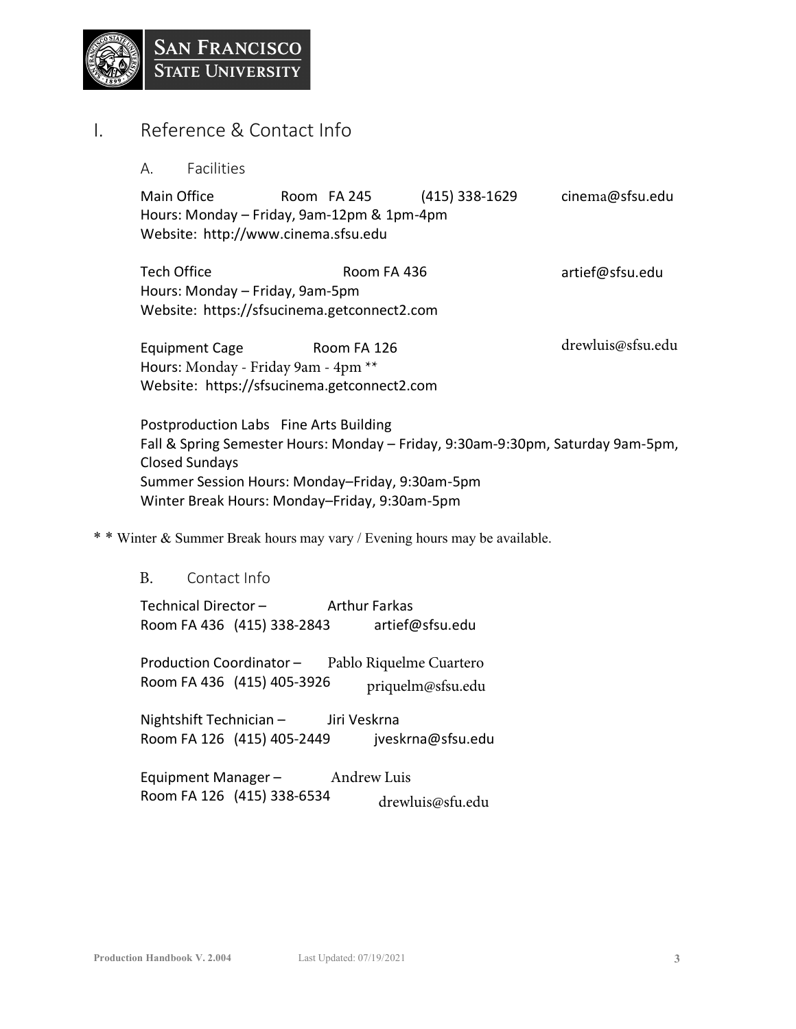# I. Reference & Contact Info

## A. Facilities

Main Office    Room FA 245    (415) 338-1629    cinema@sfsu.edu
Hours: Monday – Friday, 9am-12pm & 1pm-4pm
Website: http://www.cinema.sfsu.edu

Tech Office    Room FA 436    artief@sfsu.edu
Hours: Monday – Friday, 9am-5pm
Website: https://sfsucinema.getconnect2.com

Equipment Cage    Room FA 126    drewluis@sfsu.edu
Hours: Monday - Friday 9am - 4pm **
Website: https://sfsucinema.getconnect2.com

Postproduction Labs   Fine Arts Building
Fall & Spring Semester Hours: Monday – Friday, 9:30am-9:30pm, Saturday 9am-5pm, Closed Sundays
Summer Session Hours: Monday–Friday, 9:30am-5pm
Winter Break Hours: Monday–Friday, 9:30am-5pm

* * Winter & Summer Break hours may vary / Evening hours may be available.

## B. Contact Info

Technical Director – Arthur Farkas
Room FA 436   (415) 338-2843   artief@sfsu.edu

Production Coordinator – Pablo Riquelme Cuartero
Room FA 436   (415) 405-3926   priquelm@sfsu.edu

Nightshift Technician – Jiri Veskrna
Room FA 126   (415) 405-2449   jveskrna@sfsu.edu

Equipment Manager – Andrew Luis
Room FA 126   (415) 338-6534   drewluis@sfu.edu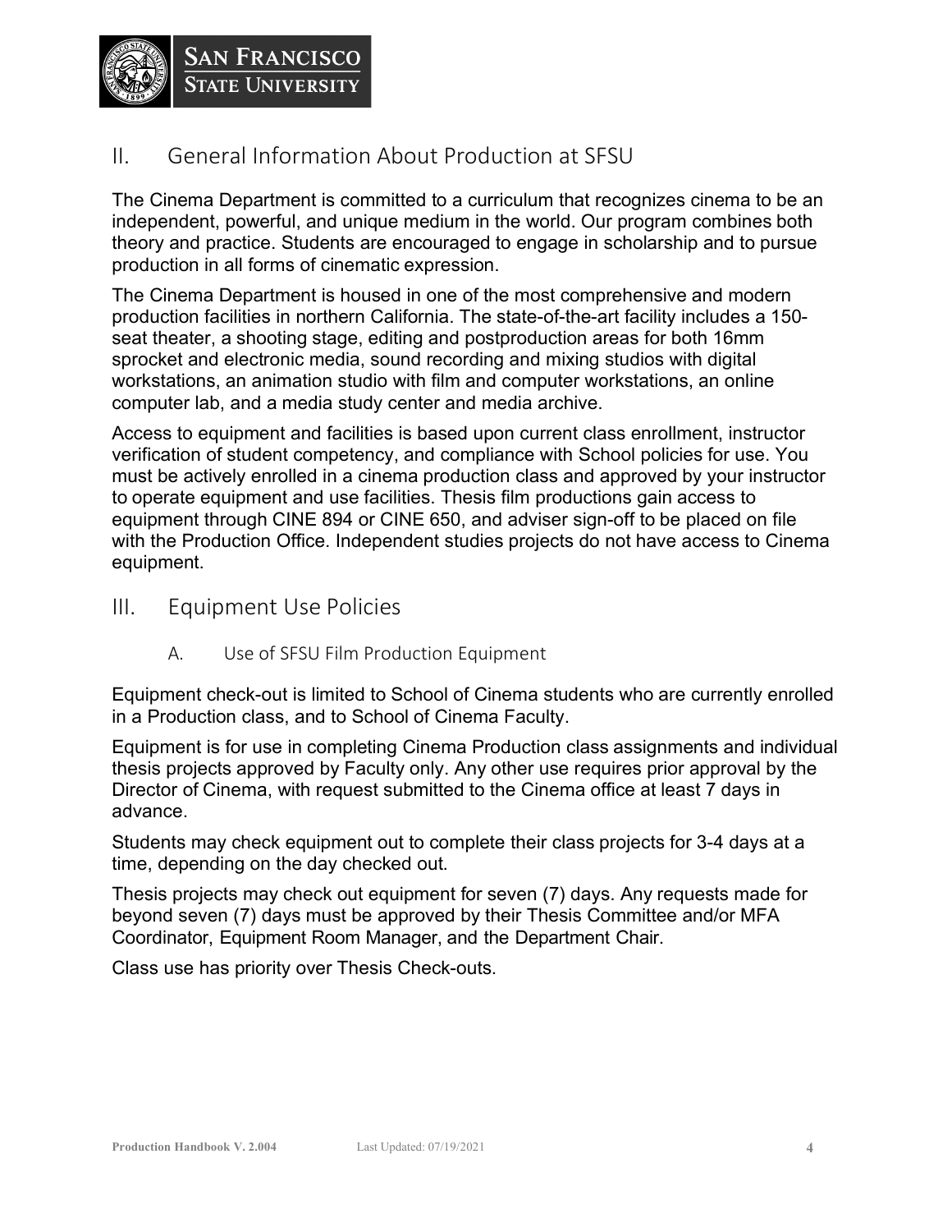## II. General Information About Production at SFSU

The Cinema Department is committed to a curriculum that recognizes cinema to be an independent, powerful, and unique medium in the world. Our program combines both theory and practice. Students are encouraged to engage in scholarship and to pursue production in all forms of cinematic expression.

The Cinema Department is housed in one of the most comprehensive and modern production facilities in northern California. The state-of-the-art facility includes a 150-seat theater, a shooting stage, editing and postproduction areas for both 16mm sprocket and electronic media, sound recording and mixing studios with digital workstations, an animation studio with film and computer workstations, an online computer lab, and a media study center and media archive.

Access to equipment and facilities is based upon current class enrollment, instructor verification of student competency, and compliance with School policies for use. You must be actively enrolled in a cinema production class and approved by your instructor to operate equipment and use facilities. Thesis film productions gain access to equipment through CINE 894 or CINE 650, and adviser sign-off to be placed on file with the Production Office. Independent studies projects do not have access to Cinema equipment.

## III. Equipment Use Policies

### A. Use of SFSU Film Production Equipment

Equipment check-out is limited to School of Cinema students who are currently enrolled in a Production class, and to School of Cinema Faculty.

Equipment is for use in completing Cinema Production class assignments and individual thesis projects approved by Faculty only. Any other use requires prior approval by the Director of Cinema, with request submitted to the Cinema office at least 7 days in advance.

Students may check equipment out to complete their class projects for 3-4 days at a time, depending on the day checked out.

Thesis projects may check out equipment for seven (7) days. Any requests made for beyond seven (7) days must be approved by their Thesis Committee and/or MFA Coordinator, Equipment Room Manager, and the Department Chair.

Class use has priority over Thesis Check-outs.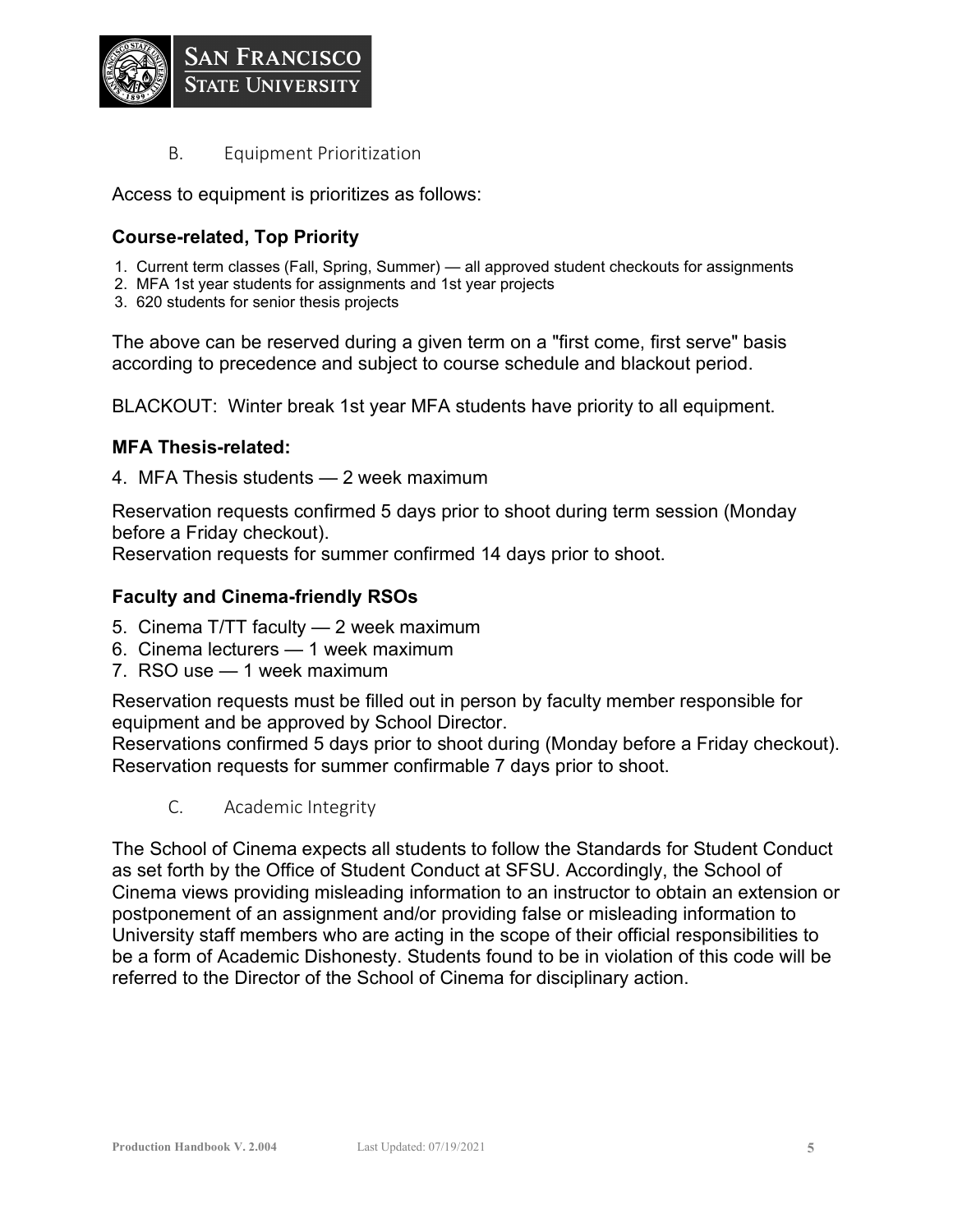## B. Equipment Prioritization

Access to equipment is prioritizes as follows:

### Course-related, Top Priority

1. Current term classes (Fall, Spring, Summer) — all approved student checkouts for assignments
2. MFA 1st year students for assignments and 1st year projects
3. 620 students for senior thesis projects

The above can be reserved during a given term on a "first come, first serve" basis according to precedence and subject to course schedule and blackout period.

BLACKOUT: Winter break 1st year MFA students have priority to all equipment.

### MFA Thesis-related:

4. MFA Thesis students — 2 week maximum

Reservation requests confirmed 5 days prior to shoot during term session (Monday before a Friday checkout).
Reservation requests for summer confirmed 14 days prior to shoot.

### Faculty and Cinema-friendly RSOs

5. Cinema T/TT faculty — 2 week maximum
6. Cinema lecturers — 1 week maximum
7. RSO use — 1 week maximum

Reservation requests must be filled out in person by faculty member responsible for equipment and be approved by School Director.
Reservations confirmed 5 days prior to shoot during (Monday before a Friday checkout).
Reservation requests for summer confirmable 7 days prior to shoot.

## C. Academic Integrity

The School of Cinema expects all students to follow the Standards for Student Conduct as set forth by the Office of Student Conduct at SFSU. Accordingly, the School of Cinema views providing misleading information to an instructor to obtain an extension or postponement of an assignment and/or providing false or misleading information to University staff members who are acting in the scope of their official responsibilities to be a form of Academic Dishonesty. Students found to be in violation of this code will be referred to the Director of the School of Cinema for disciplinary action.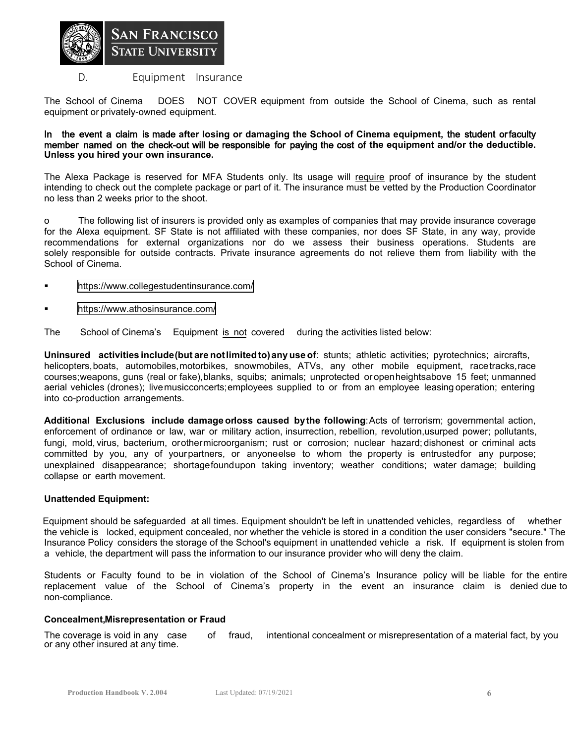## D. Equipment Insurance

The School of Cinema DOES NOT COVER equipment from outside the School of Cinema, such as rental equipment or privately-owned equipment.

**In the event a claim is made after losing or damaging the School of Cinema equipment, the student or faculty member named on the check-out will be responsible for paying the cost of the equipment and/or the deductible. Unless you hired your own insurance.**

The Alexa Package is reserved for MFA Students only. Its usage will require proof of insurance by the student intending to check out the complete package or part of it. The insurance must be vetted by the Production Coordinator no less than 2 weeks prior to the shoot.

o The following list of insurers is provided only as examples of companies that may provide insurance coverage for the Alexa equipment. SF State is not affiliated with these companies, nor does SF State, in any way, provide recommendations for external organizations nor do we assess their business operations. Students are solely responsible for outside contracts. Private insurance agreements do not relieve them from liability with the School of Cinema.

- https://www.collegestudentinsurance.com/
- https://www.athosinsurance.com/

The School of Cinema's Equipment is not covered during the activities listed below:

**Uninsured activities include (but are not limited to) any use of**: stunts; athletic activities; pyrotechnics; aircrafts, helicopters, boats, automobiles, motorbikes, snowmobiles, ATVs, any other mobile equipment, race tracks, race courses; weapons, guns (real or fake), blanks, squibs; animals; unprotected or open heights above 15 feet; unmanned aerial vehicles (drones); live music concerts; employees supplied to or from an employee leasing operation; entering into co-production arrangements.

**Additional Exclusions include damage or loss caused by the following**: Acts of terrorism; governmental action, enforcement of ordinance or law, war or military action, insurrection, rebellion, revolution, usurped power; pollutants, fungi, mold, virus, bacterium, or other microorganism; rust or corrosion; nuclear hazard; dishonest or criminal acts committed by you, any of your partners, or anyone else to whom the property is entrusted for any purpose; unexplained disappearance; shortage found upon taking inventory; weather conditions; water damage; building collapse or earth movement.

**Unattended Equipment:**

Equipment should be safeguarded at all times. Equipment shouldn't be left in unattended vehicles, regardless of whether the vehicle is locked, equipment concealed, nor whether the vehicle is stored in a condition the user considers "secure." The Insurance Policy considers the storage of the School's equipment in unattended vehicle a risk. If equipment is stolen from a vehicle, the department will pass the information to our insurance provider who will deny the claim.

Students or Faculty found to be in violation of the School of Cinema's Insurance policy will be liable for the entire replacement value of the School of Cinema's property in the event an insurance claim is denied due to non-compliance.

**Concealment, Misrepresentation or Fraud**

The coverage is void in any case of fraud, intentional concealment or misrepresentation of a material fact, by you or any other insured at any time.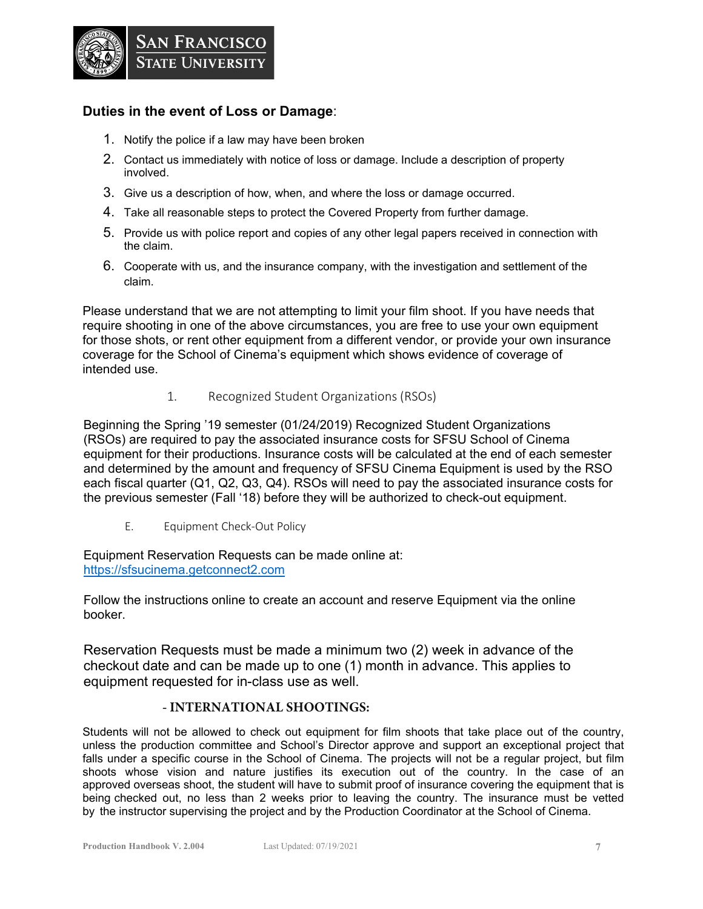## Duties in the event of Loss or Damage:

1. Notify the police if a law may have been broken
2. Contact us immediately with notice of loss or damage. Include a description of property involved.
3. Give us a description of how, when, and where the loss or damage occurred.
4. Take all reasonable steps to protect the Covered Property from further damage.
5. Provide us with police report and copies of any other legal papers received in connection with the claim.
6. Cooperate with us, and the insurance company, with the investigation and settlement of the claim.

Please understand that we are not attempting to limit your film shoot. If you have needs that require shooting in one of the above circumstances, you are free to use your own equipment for those shots, or rent other equipment from a different vendor, or provide your own insurance coverage for the School of Cinema's equipment which shows evidence of coverage of intended use.

### 1. Recognized Student Organizations (RSOs)

Beginning the Spring '19 semester (01/24/2019) Recognized Student Organizations (RSOs) are required to pay the associated insurance costs for SFSU School of Cinema equipment for their productions. Insurance costs will be calculated at the end of each semester and determined by the amount and frequency of SFSU Cinema Equipment is used by the RSO each fiscal quarter (Q1, Q2, Q3, Q4). RSOs will need to pay the associated insurance costs for the previous semester (Fall '18) before they will be authorized to check-out equipment.

## E. Equipment Check-Out Policy

Equipment Reservation Requests can be made online at:
https://sfsucinema.getconnect2.com

Follow the instructions online to create an account and reserve Equipment via the online booker.

Reservation Requests must be made a minimum two (2) week in advance of the checkout date and can be made up to one (1) month in advance. This applies to equipment requested for in-class use as well.

### - INTERNATIONAL SHOOTINGS:

Students will not be allowed to check out equipment for film shoots that take place out of the country, unless the production committee and School's Director approve and support an exceptional project that falls under a specific course in the School of Cinema. The projects will not be a regular project, but film shoots whose vision and nature justifies its execution out of the country. In the case of an approved overseas shoot, the student will have to submit proof of insurance covering the equipment that is being checked out, no less than 2 weeks prior to leaving the country. The insurance must be vetted by the instructor supervising the project and by the Production Coordinator at the School of Cinema.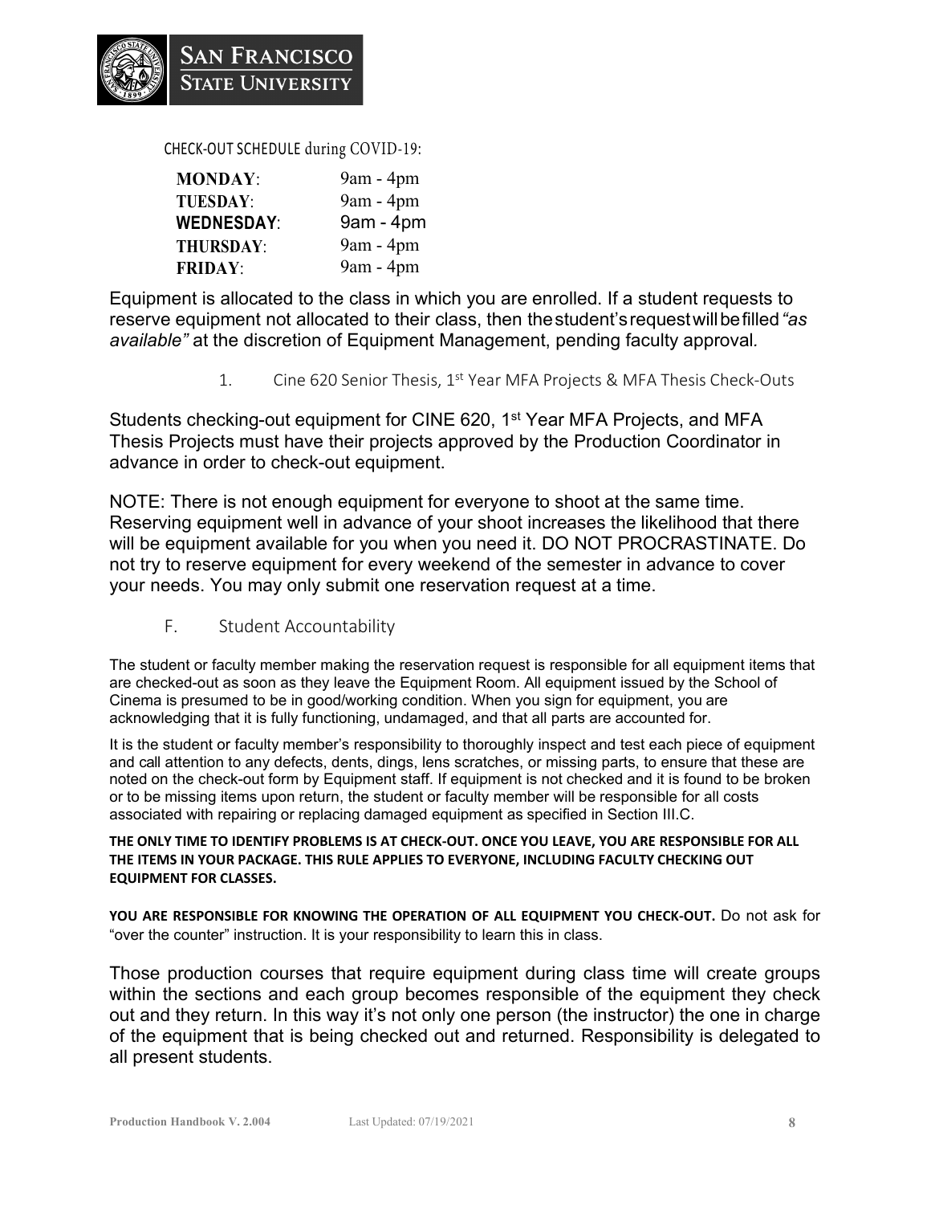CHECK-OUT SCHEDULE during COVID-19:

| | |
|---|---|
| **MONDAY**: | 9am - 4pm |
| **TUESDAY**: | 9am - 4pm |
| **WEDNESDAY**: | 9am - 4pm |
| **THURSDAY**: | 9am - 4pm |
| **FRIDAY**: | 9am - 4pm |

Equipment is allocated to the class in which you are enrolled. If a student requests to reserve equipment not allocated to their class, then the student's request will be filled *"as available"* at the discretion of Equipment Management, pending faculty approval.

1. Cine 620 Senior Thesis, 1st Year MFA Projects & MFA Thesis Check-Outs

Students checking-out equipment for CINE 620, 1st Year MFA Projects, and MFA Thesis Projects must have their projects approved by the Production Coordinator in advance in order to check-out equipment.

NOTE: There is not enough equipment for everyone to shoot at the same time. Reserving equipment well in advance of your shoot increases the likelihood that there will be equipment available for you when you need it. DO NOT PROCRASTINATE. Do not try to reserve equipment for every weekend of the semester in advance to cover your needs. You may only submit one reservation request at a time.

## F. Student Accountability

The student or faculty member making the reservation request is responsible for all equipment items that are checked-out as soon as they leave the Equipment Room. All equipment issued by the School of Cinema is presumed to be in good/working condition. When you sign for equipment, you are acknowledging that it is fully functioning, undamaged, and that all parts are accounted for.

It is the student or faculty member's responsibility to thoroughly inspect and test each piece of equipment and call attention to any defects, dents, dings, lens scratches, or missing parts, to ensure that these are noted on the check-out form by Equipment staff. If equipment is not checked and it is found to be broken or to be missing items upon return, the student or faculty member will be responsible for all costs associated with repairing or replacing damaged equipment as specified in Section III.C.

**THE ONLY TIME TO IDENTIFY PROBLEMS IS AT CHECK-OUT. ONCE YOU LEAVE, YOU ARE RESPONSIBLE FOR ALL THE ITEMS IN YOUR PACKAGE. THIS RULE APPLIES TO EVERYONE, INCLUDING FACULTY CHECKING OUT EQUIPMENT FOR CLASSES.**

**YOU ARE RESPONSIBLE FOR KNOWING THE OPERATION OF ALL EQUIPMENT YOU CHECK-OUT.** Do not ask for "over the counter" instruction. It is your responsibility to learn this in class.

Those production courses that require equipment during class time will create groups within the sections and each group becomes responsible of the equipment they check out and they return. In this way it's not only one person (the instructor) the one in charge of the equipment that is being checked out and returned. Responsibility is delegated to all present students.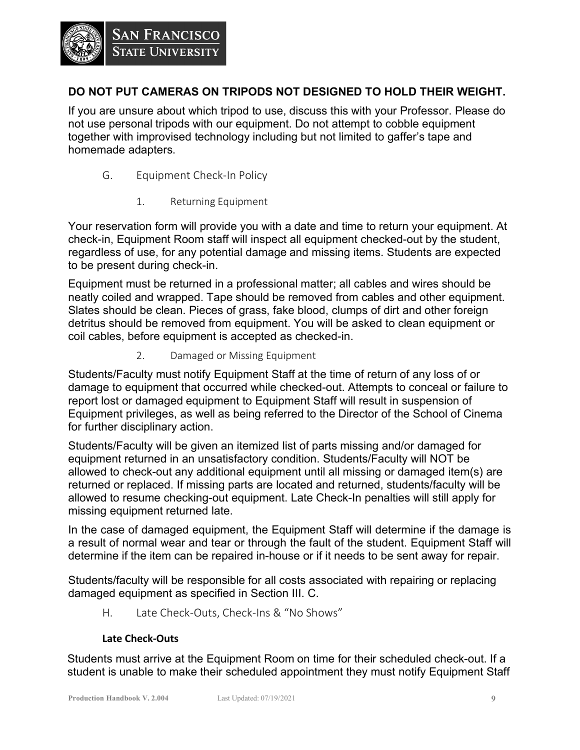**DO NOT PUT CAMERAS ON TRIPODS NOT DESIGNED TO HOLD THEIR WEIGHT.**

If you are unsure about which tripod to use, discuss this with your Professor. Please do not use personal tripods with our equipment. Do not attempt to cobble equipment together with improvised technology including but not limited to gaffer's tape and homemade adapters.

### G. Equipment Check-In Policy

#### 1. Returning Equipment

Your reservation form will provide you with a date and time to return your equipment. At check-in, Equipment Room staff will inspect all equipment checked-out by the student, regardless of use, for any potential damage and missing items. Students are expected to be present during check-in.

Equipment must be returned in a professional matter; all cables and wires should be neatly coiled and wrapped. Tape should be removed from cables and other equipment. Slates should be clean. Pieces of grass, fake blood, clumps of dirt and other foreign detritus should be removed from equipment. You will be asked to clean equipment or coil cables, before equipment is accepted as checked-in.

#### 2. Damaged or Missing Equipment

Students/Faculty must notify Equipment Staff at the time of return of any loss of or damage to equipment that occurred while checked-out. Attempts to conceal or failure to report lost or damaged equipment to Equipment Staff will result in suspension of Equipment privileges, as well as being referred to the Director of the School of Cinema for further disciplinary action.

Students/Faculty will be given an itemized list of parts missing and/or damaged for equipment returned in an unsatisfactory condition. Students/Faculty will NOT be allowed to check-out any additional equipment until all missing or damaged item(s) are returned or replaced. If missing parts are located and returned, students/faculty will be allowed to resume checking-out equipment. Late Check-In penalties will still apply for missing equipment returned late.

In the case of damaged equipment, the Equipment Staff will determine if the damage is a result of normal wear and tear or through the fault of the student. Equipment Staff will determine if the item can be repaired in-house or if it needs to be sent away for repair.

Students/faculty will be responsible for all costs associated with repairing or replacing damaged equipment as specified in Section III. C.

### H. Late Check-Outs, Check-Ins & "No Shows"

**Late Check-Outs**

Students must arrive at the Equipment Room on time for their scheduled check-out. If a student is unable to make their scheduled appointment they must notify Equipment Staff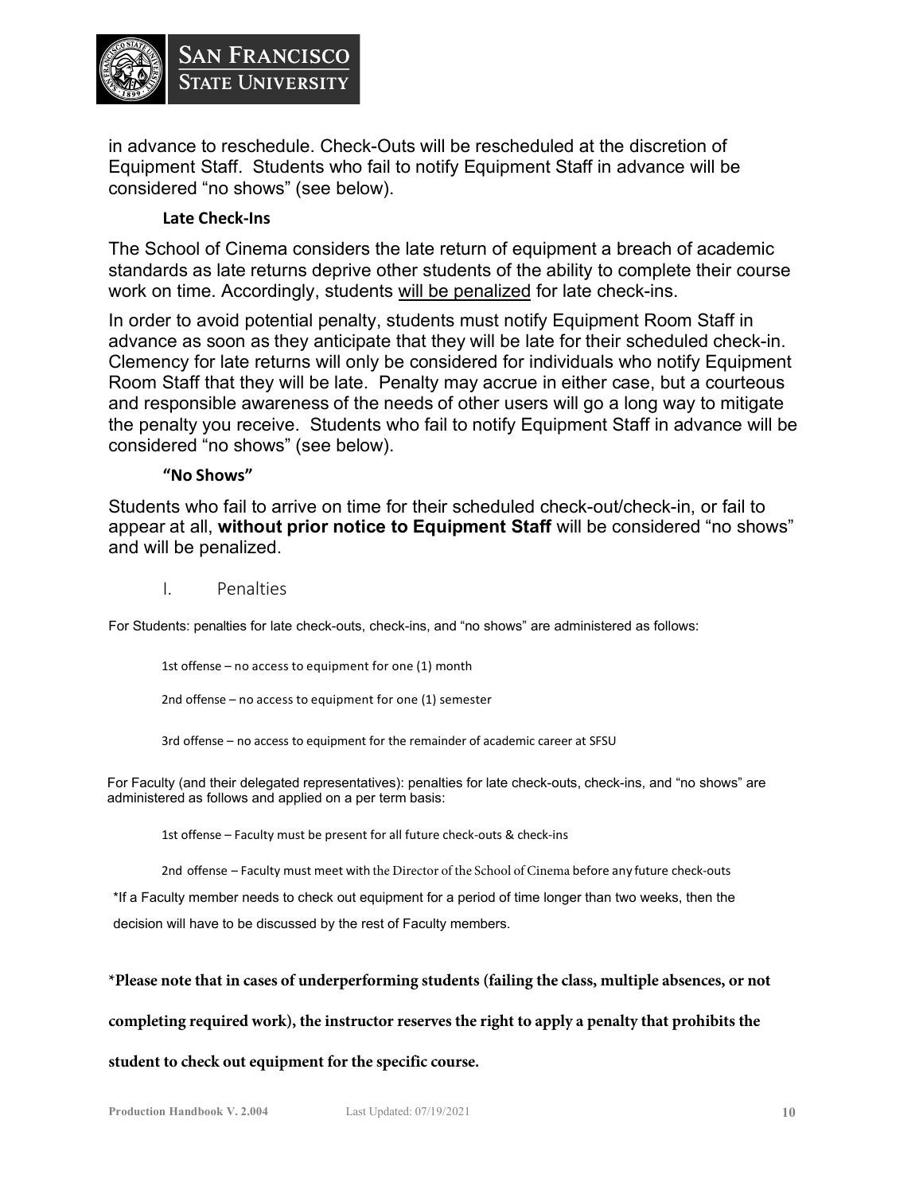in advance to reschedule. Check-Outs will be rescheduled at the discretion of Equipment Staff. Students who fail to notify Equipment Staff in advance will be considered "no shows" (see below).

#### Late Check-Ins

The School of Cinema considers the late return of equipment a breach of academic standards as late returns deprive other students of the ability to complete their course work on time. Accordingly, students <u>will be penalized</u> for late check-ins.

In order to avoid potential penalty, students must notify Equipment Room Staff in advance as soon as they anticipate that they will be late for their scheduled check-in. Clemency for late returns will only be considered for individuals who notify Equipment Room Staff that they will be late. Penalty may accrue in either case, but a courteous and responsible awareness of the needs of other users will go a long way to mitigate the penalty you receive. Students who fail to notify Equipment Staff in advance will be considered "no shows" (see below).

#### "No Shows"

Students who fail to arrive on time for their scheduled check-out/check-in, or fail to appear at all, **without prior notice to Equipment Staff** will be considered "no shows" and will be penalized.

### I. Penalties

For Students: penalties for late check-outs, check-ins, and "no shows" are administered as follows:

1st offense – no access to equipment for one (1) month

2nd offense – no access to equipment for one (1) semester

3rd offense – no access to equipment for the remainder of academic career at SFSU

For Faculty (and their delegated representatives): penalties for late check-outs, check-ins, and "no shows" are administered as follows and applied on a per term basis:

1st offense – Faculty must be present for all future check-outs & check-ins

2nd offense – Faculty must meet with the Director of the School of Cinema before any future check-outs

*If a Faculty member needs to check out equipment for a period of time longer than two weeks, then the decision will have to be discussed by the rest of Faculty members.

***Please note that in cases of underperforming students (failing the class, multiple absences, or not completing required work), the instructor reserves the right to apply a penalty that prohibits the student to check out equipment for the specific course.**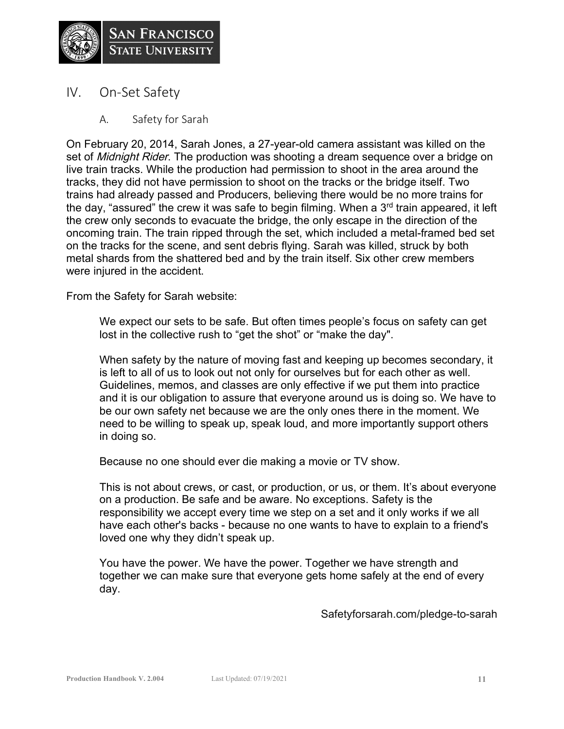## IV. On-Set Safety

### A. Safety for Sarah

On February 20, 2014, Sarah Jones, a 27-year-old camera assistant was killed on the set of *Midnight Rider*. The production was shooting a dream sequence over a bridge on live train tracks. While the production had permission to shoot in the area around the tracks, they did not have permission to shoot on the tracks or the bridge itself. Two trains had already passed and Producers, believing there would be no more trains for the day, "assured" the crew it was safe to begin filming. When a 3rd train appeared, it left the crew only seconds to evacuate the bridge, the only escape in the direction of the oncoming train. The train ripped through the set, which included a metal-framed bed set on the tracks for the scene, and sent debris flying. Sarah was killed, struck by both metal shards from the shattered bed and by the train itself. Six other crew members were injured in the accident.

From the Safety for Sarah website:

> We expect our sets to be safe. But often times people's focus on safety can get lost in the collective rush to "get the shot" or "make the day".
>
> When safety by the nature of moving fast and keeping up becomes secondary, it is left to all of us to look out not only for ourselves but for each other as well. Guidelines, memos, and classes are only effective if we put them into practice and it is our obligation to assure that everyone around us is doing so. We have to be our own safety net because we are the only ones there in the moment. We need to be willing to speak up, speak loud, and more importantly support others in doing so.
>
> Because no one should ever die making a movie or TV show.
>
> This is not about crews, or cast, or production, or us, or them. It's about everyone on a production. Be safe and be aware. No exceptions. Safety is the responsibility we accept every time we step on a set and it only works if we all have each other's backs - because no one wants to have to explain to a friend's loved one why they didn't speak up.
>
> You have the power. We have the power. Together we have strength and together we can make sure that everyone gets home safely at the end of every day.

Safetyforsarah.com/pledge-to-sarah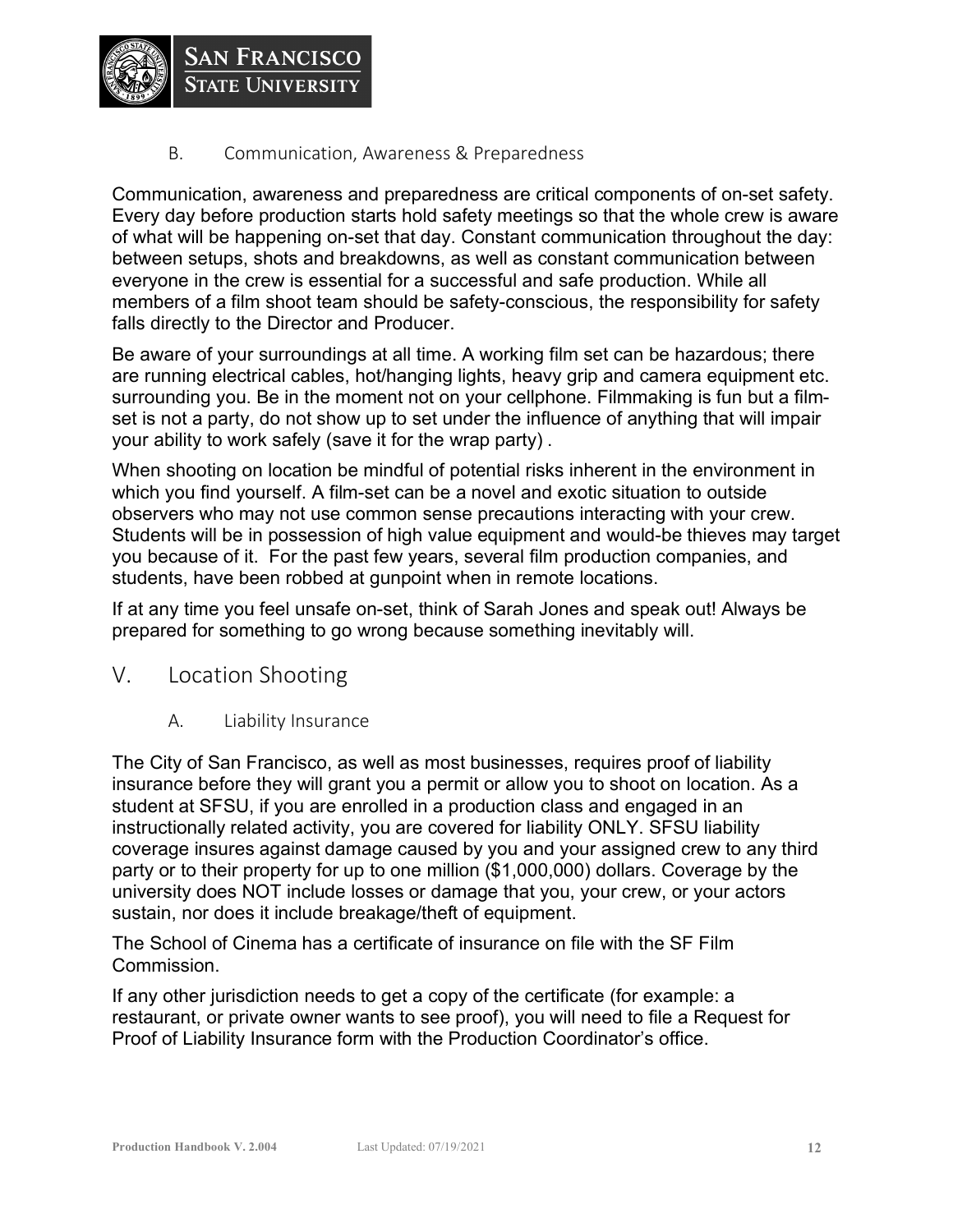### B. Communication, Awareness & Preparedness

Communication, awareness and preparedness are critical components of on-set safety. Every day before production starts hold safety meetings so that the whole crew is aware of what will be happening on-set that day. Constant communication throughout the day: between setups, shots and breakdowns, as well as constant communication between everyone in the crew is essential for a successful and safe production. While all members of a film shoot team should be safety-conscious, the responsibility for safety falls directly to the Director and Producer.

Be aware of your surroundings at all time. A working film set can be hazardous; there are running electrical cables, hot/hanging lights, heavy grip and camera equipment etc. surrounding you. Be in the moment not on your cellphone. Filmmaking is fun but a film-set is not a party, do not show up to set under the influence of anything that will impair your ability to work safely (save it for the wrap party) .

When shooting on location be mindful of potential risks inherent in the environment in which you find yourself. A film-set can be a novel and exotic situation to outside observers who may not use common sense precautions interacting with your crew. Students will be in possession of high value equipment and would-be thieves may target you because of it. For the past few years, several film production companies, and students, have been robbed at gunpoint when in remote locations.

If at any time you feel unsafe on-set, think of Sarah Jones and speak out! Always be prepared for something to go wrong because something inevitably will.

## V. Location Shooting

### A. Liability Insurance

The City of San Francisco, as well as most businesses, requires proof of liability insurance before they will grant you a permit or allow you to shoot on location. As a student at SFSU, if you are enrolled in a production class and engaged in an instructionally related activity, you are covered for liability ONLY. SFSU liability coverage insures against damage caused by you and your assigned crew to any third party or to their property for up to one million ($1,000,000) dollars. Coverage by the university does NOT include losses or damage that you, your crew, or your actors sustain, nor does it include breakage/theft of equipment.

The School of Cinema has a certificate of insurance on file with the SF Film Commission.

If any other jurisdiction needs to get a copy of the certificate (for example: a restaurant, or private owner wants to see proof), you will need to file a Request for Proof of Liability Insurance form with the Production Coordinator's office.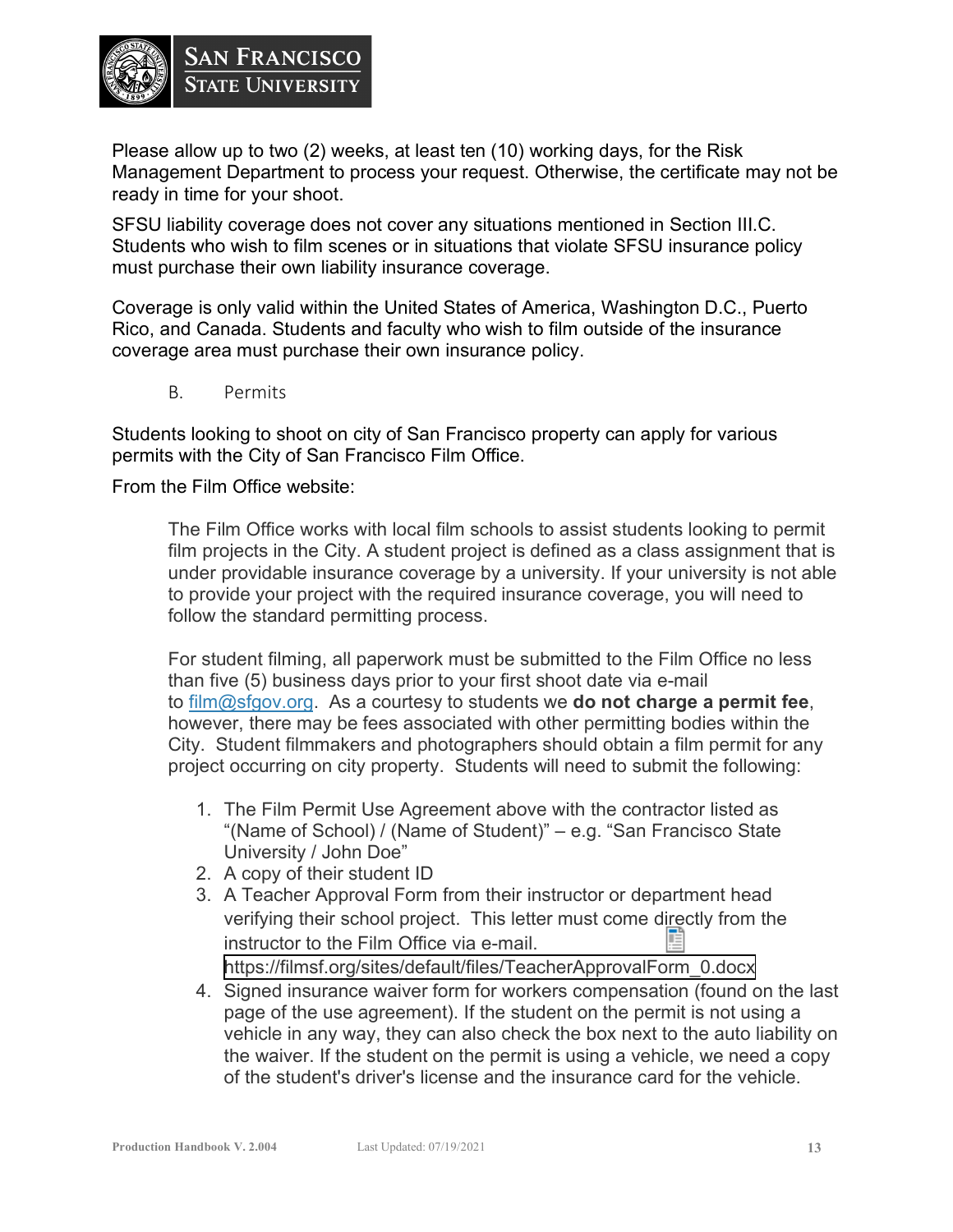Please allow up to two (2) weeks, at least ten (10) working days, for the Risk Management Department to process your request. Otherwise, the certificate may not be ready in time for your shoot.

SFSU liability coverage does not cover any situations mentioned in Section III.C. Students who wish to film scenes or in situations that violate SFSU insurance policy must purchase their own liability insurance coverage.

Coverage is only valid within the United States of America, Washington D.C., Puerto Rico, and Canada. Students and faculty who wish to film outside of the insurance coverage area must purchase their own insurance policy.

### B. Permits

Students looking to shoot on city of San Francisco property can apply for various permits with the City of San Francisco Film Office.

From the Film Office website:

> The Film Office works with local film schools to assist students looking to permit film projects in the City. A student project is defined as a class assignment that is under providable insurance coverage by a university. If your university is not able to provide your project with the required insurance coverage, you will need to follow the standard permitting process.
>
> For student filming, all paperwork must be submitted to the Film Office no less than five (5) business days prior to your first shoot date via e-mail to film@sfgov.org. As a courtesy to students we **do not charge a permit fee**, however, there may be fees associated with other permitting bodies within the City. Student filmmakers and photographers should obtain a film permit for any project occurring on city property. Students will need to submit the following:
>
> 1. The Film Permit Use Agreement above with the contractor listed as "(Name of School) / (Name of Student)" – e.g. "San Francisco State University / John Doe"
> 2. A copy of their student ID
> 3. A Teacher Approval Form from their instructor or department head verifying their school project. This letter must come directly from the instructor to the Film Office via e-mail. https://filmsf.org/sites/default/files/TeacherApprovalForm_0.docx
> 4. Signed insurance waiver form for workers compensation (found on the last page of the use agreement). If the student on the permit is not using a vehicle in any way, they can also check the box next to the auto liability on the waiver. If the student on the permit is using a vehicle, we need a copy of the student's driver's license and the insurance card for the vehicle.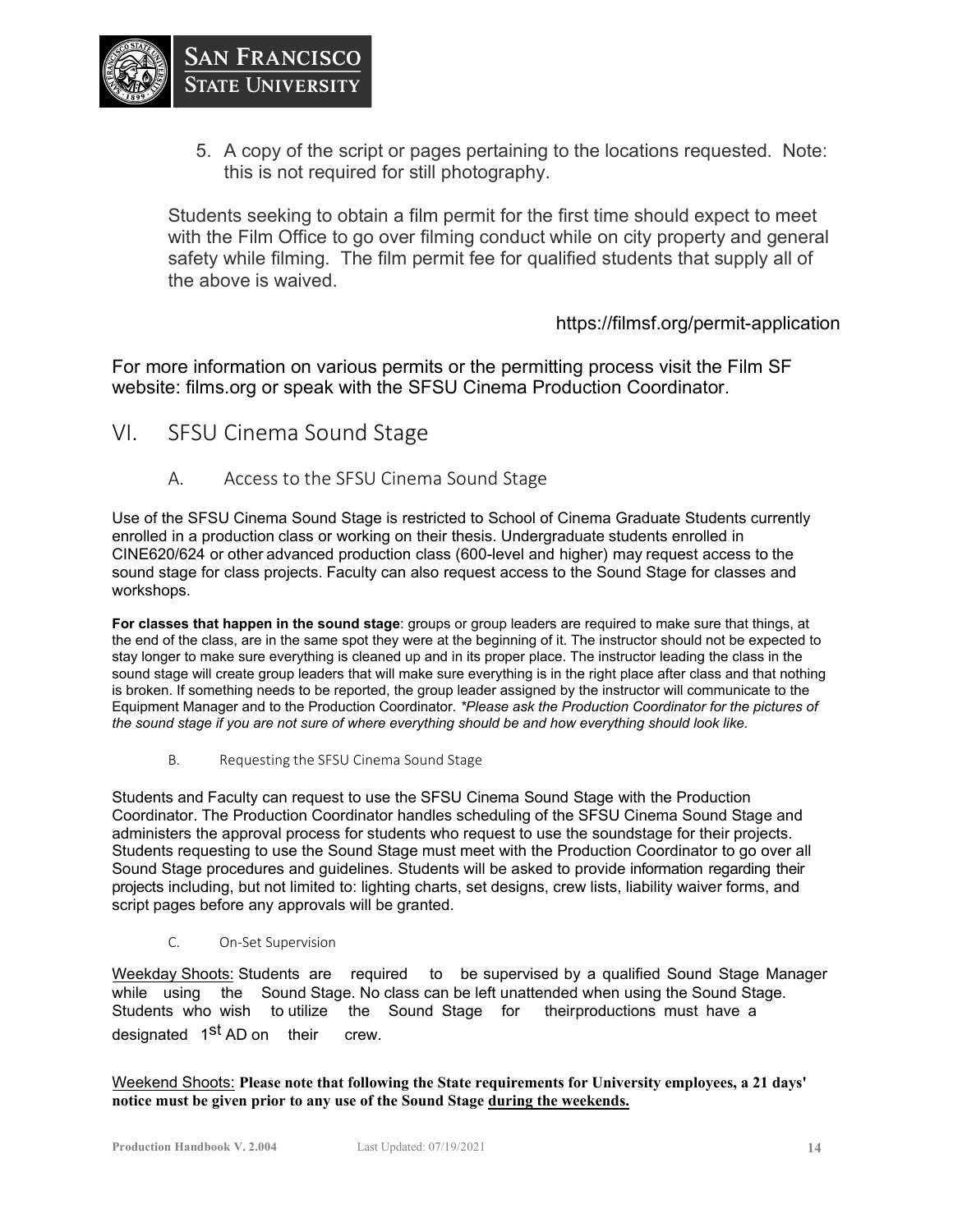5. A copy of the script or pages pertaining to the locations requested. Note: this is not required for still photography.

Students seeking to obtain a film permit for the first time should expect to meet with the Film Office to go over filming conduct while on city property and general safety while filming. The film permit fee for qualified students that supply all of the above is waived.

https://filmsf.org/permit-application

For more information on various permits or the permitting process visit the Film SF website: films.org or speak with the SFSU Cinema Production Coordinator.

## VI. SFSU Cinema Sound Stage

### A. Access to the SFSU Cinema Sound Stage

Use of the SFSU Cinema Sound Stage is restricted to School of Cinema Graduate Students currently enrolled in a production class or working on their thesis. Undergraduate students enrolled in CINE620/624 or other advanced production class (600-level and higher) may request access to the sound stage for class projects. Faculty can also request access to the Sound Stage for classes and workshops.

**For classes that happen in the sound stage**: groups or group leaders are required to make sure that things, at the end of the class, are in the same spot they were at the beginning of it. The instructor should not be expected to stay longer to make sure everything is cleaned up and in its proper place. The instructor leading the class in the sound stage will create group leaders that will make sure everything is in the right place after class and that nothing is broken. If something needs to be reported, the group leader assigned by the instructor will communicate to the Equipment Manager and to the Production Coordinator. *\*Please ask the Production Coordinator for the pictures of the sound stage if you are not sure of where everything should be and how everything should look like.*

### B. Requesting the SFSU Cinema Sound Stage

Students and Faculty can request to use the SFSU Cinema Sound Stage with the Production Coordinator. The Production Coordinator handles scheduling of the SFSU Cinema Sound Stage and administers the approval process for students who request to use the soundstage for their projects. Students requesting to use the Sound Stage must meet with the Production Coordinator to go over all Sound Stage procedures and guidelines. Students will be asked to provide information regarding their projects including, but not limited to: lighting charts, set designs, crew lists, liability waiver forms, and script pages before any approvals will be granted.

### C. On-Set Supervision

<u>Weekday Shoots:</u> Students are required to be supervised by a qualified Sound Stage Manager while using the Sound Stage. No class can be left unattended when using the Sound Stage. Students who wish to utilize the Sound Stage for theirproductions must have a designated 1st AD on their crew.

<u>Weekend Shoots:</u> **Please note that following the State requirements for University employees, a 21 days' notice must be given prior to any use of the Sound Stage <u>during the weekends.</u>**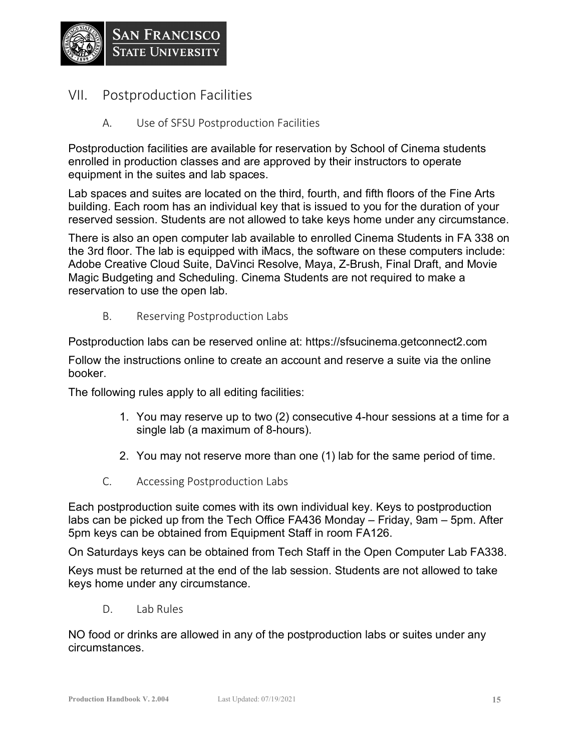## VII. Postproduction Facilities

### A. Use of SFSU Postproduction Facilities

Postproduction facilities are available for reservation by School of Cinema students enrolled in production classes and are approved by their instructors to operate equipment in the suites and lab spaces.

Lab spaces and suites are located on the third, fourth, and fifth floors of the Fine Arts building. Each room has an individual key that is issued to you for the duration of your reserved session. Students are not allowed to take keys home under any circumstance.

There is also an open computer lab available to enrolled Cinema Students in FA 338 on the 3rd floor. The lab is equipped with iMacs, the software on these computers include: Adobe Creative Cloud Suite, DaVinci Resolve, Maya, Z-Brush, Final Draft, and Movie Magic Budgeting and Scheduling. Cinema Students are not required to make a reservation to use the open lab.

### B. Reserving Postproduction Labs

Postproduction labs can be reserved online at: https://sfsucinema.getconnect2.com

Follow the instructions online to create an account and reserve a suite via the online booker.

The following rules apply to all editing facilities:

1. You may reserve up to two (2) consecutive 4-hour sessions at a time for a single lab (a maximum of 8-hours).
2. You may not reserve more than one (1) lab for the same period of time.

### C. Accessing Postproduction Labs

Each postproduction suite comes with its own individual key. Keys to postproduction labs can be picked up from the Tech Office FA436 Monday – Friday, 9am – 5pm. After 5pm keys can be obtained from Equipment Staff in room FA126.

On Saturdays keys can be obtained from Tech Staff in the Open Computer Lab FA338.

Keys must be returned at the end of the lab session. Students are not allowed to take keys home under any circumstance.

### D. Lab Rules

NO food or drinks are allowed in any of the postproduction labs or suites under any circumstances.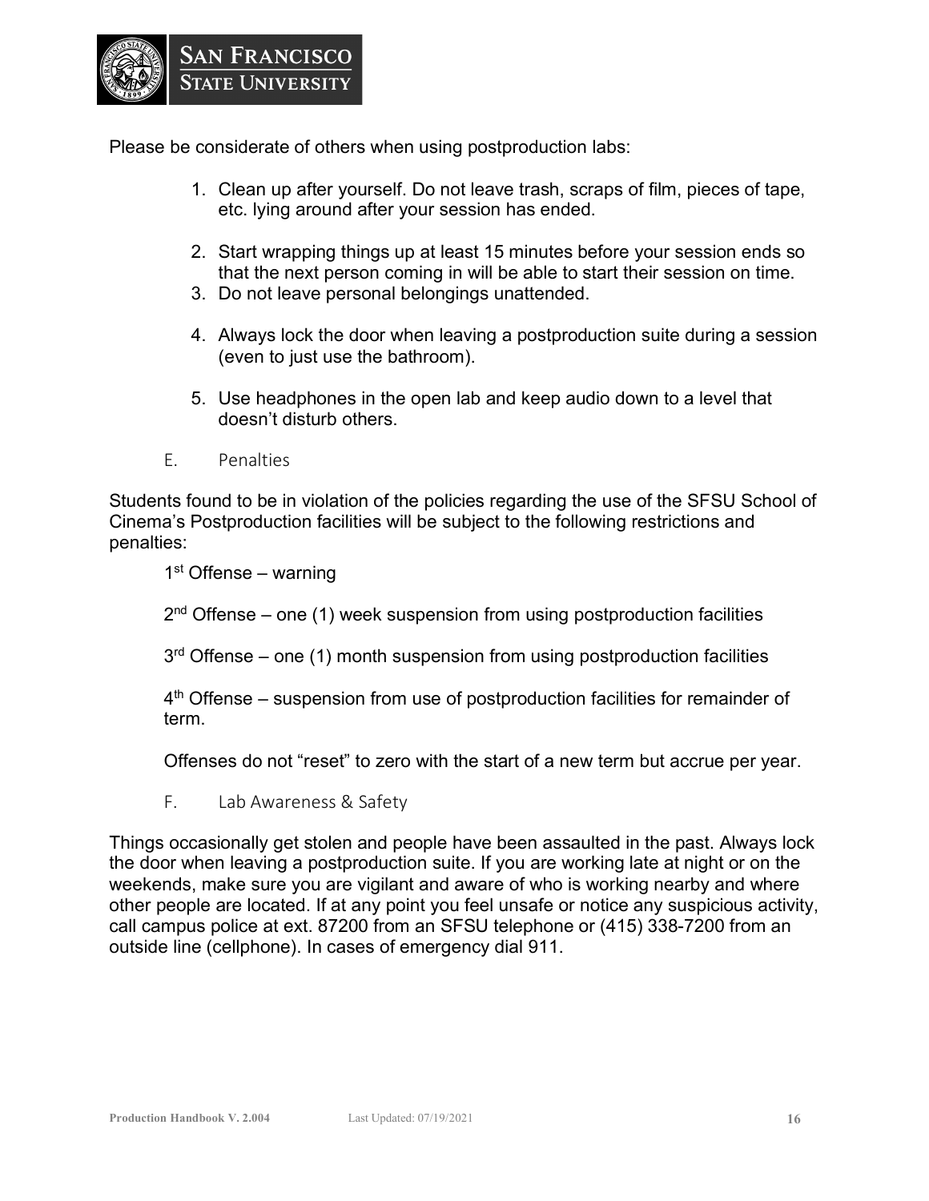Please be considerate of others when using postproduction labs:

1. Clean up after yourself. Do not leave trash, scraps of film, pieces of tape, etc. lying around after your session has ended.
2. Start wrapping things up at least 15 minutes before your session ends so that the next person coming in will be able to start their session on time.
3. Do not leave personal belongings unattended.
4. Always lock the door when leaving a postproduction suite during a session (even to just use the bathroom).
5. Use headphones in the open lab and keep audio down to a level that doesn't disturb others.

### E. Penalties

Students found to be in violation of the policies regarding the use of the SFSU School of Cinema's Postproduction facilities will be subject to the following restrictions and penalties:

1st Offense – warning

2nd Offense – one (1) week suspension from using postproduction facilities

3rd Offense – one (1) month suspension from using postproduction facilities

4th Offense – suspension from use of postproduction facilities for remainder of term.

Offenses do not "reset" to zero with the start of a new term but accrue per year.

### F. Lab Awareness & Safety

Things occasionally get stolen and people have been assaulted in the past. Always lock the door when leaving a postproduction suite. If you are working late at night or on the weekends, make sure you are vigilant and aware of who is working nearby and where other people are located. If at any point you feel unsafe or notice any suspicious activity, call campus police at ext. 87200 from an SFSU telephone or (415) 338-7200 from an outside line (cellphone). In cases of emergency dial 911.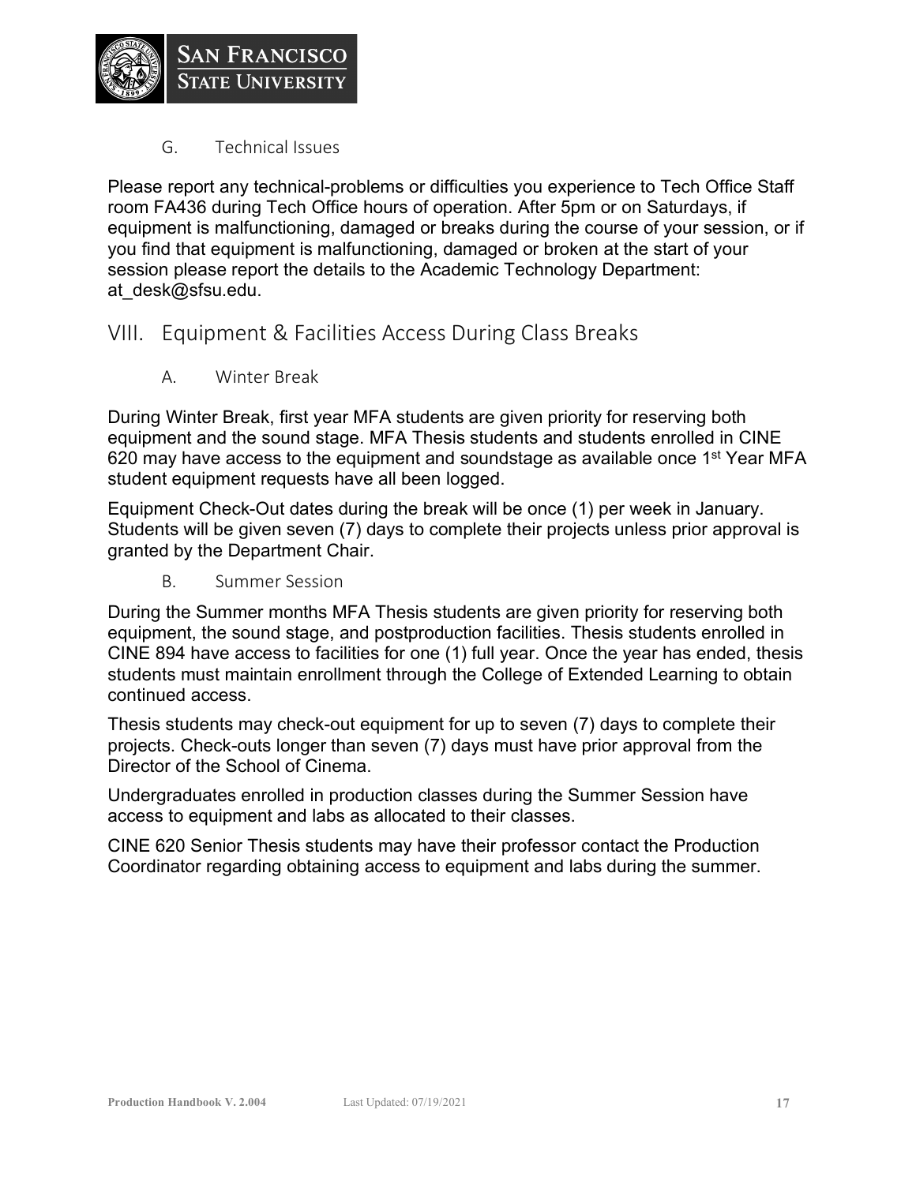### G. Technical Issues

Please report any technical-problems or difficulties you experience to Tech Office Staff room FA436 during Tech Office hours of operation. After 5pm or on Saturdays, if equipment is malfunctioning, damaged or breaks during the course of your session, or if you find that equipment is malfunctioning, damaged or broken at the start of your session please report the details to the Academic Technology Department: at_desk@sfsu.edu.

## VIII. Equipment & Facilities Access During Class Breaks

### A. Winter Break

During Winter Break, first year MFA students are given priority for reserving both equipment and the sound stage. MFA Thesis students and students enrolled in CINE 620 may have access to the equipment and soundstage as available once 1st Year MFA student equipment requests have all been logged.

Equipment Check-Out dates during the break will be once (1) per week in January. Students will be given seven (7) days to complete their projects unless prior approval is granted by the Department Chair.

### B. Summer Session

During the Summer months MFA Thesis students are given priority for reserving both equipment, the sound stage, and postproduction facilities. Thesis students enrolled in CINE 894 have access to facilities for one (1) full year. Once the year has ended, thesis students must maintain enrollment through the College of Extended Learning to obtain continued access.

Thesis students may check-out equipment for up to seven (7) days to complete their projects. Check-outs longer than seven (7) days must have prior approval from the Director of the School of Cinema.

Undergraduates enrolled in production classes during the Summer Session have access to equipment and labs as allocated to their classes.

CINE 620 Senior Thesis students may have their professor contact the Production Coordinator regarding obtaining access to equipment and labs during the summer.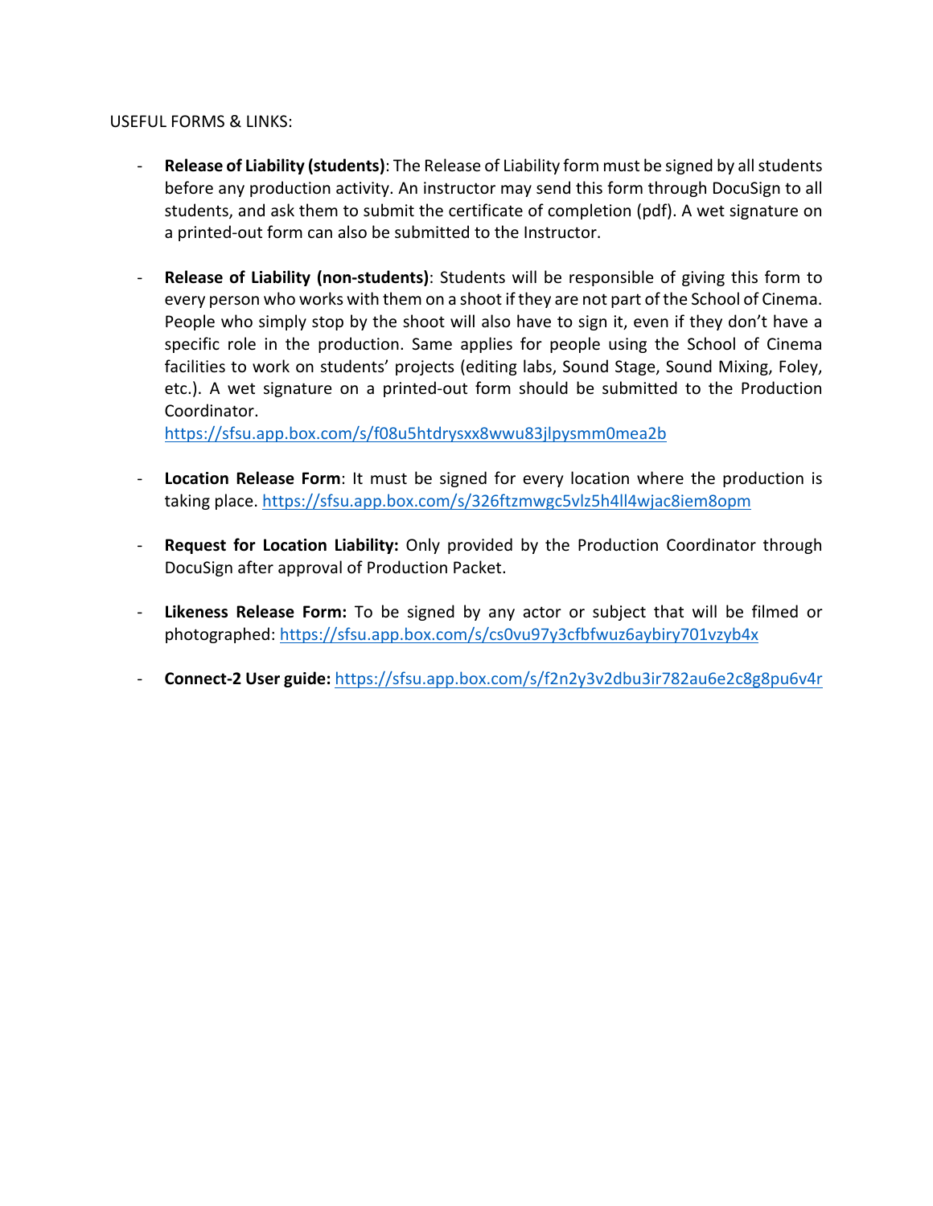USEFUL FORMS & LINKS:

- **Release of Liability (students)**: The Release of Liability form must be signed by all students before any production activity. An instructor may send this form through DocuSign to all students, and ask them to submit the certificate of completion (pdf). A wet signature on a printed-out form can also be submitted to the Instructor.

- **Release of Liability (non-students)**: Students will be responsible of giving this form to every person who works with them on a shoot if they are not part of the School of Cinema. People who simply stop by the shoot will also have to sign it, even if they don't have a specific role in the production. Same applies for people using the School of Cinema facilities to work on students' projects (editing labs, Sound Stage, Sound Mixing, Foley, etc.). A wet signature on a printed-out form should be submitted to the Production Coordinator.
https://sfsu.app.box.com/s/f08u5htdrysxx8wwu83jlpysmm0mea2b

- **Location Release Form**: It must be signed for every location where the production is taking place. https://sfsu.app.box.com/s/326ftzmwgc5vlz5h4ll4wjac8iem8opm

- **Request for Location Liability:** Only provided by the Production Coordinator through DocuSign after approval of Production Packet.

- **Likeness Release Form:** To be signed by any actor or subject that will be filmed or photographed: https://sfsu.app.box.com/s/cs0vu97y3cfbfwuz6aybiry701vzyb4x

- **Connect-2 User guide:** https://sfsu.app.box.com/s/f2n2y3v2dbu3ir782au6e2c8g8pu6v4r